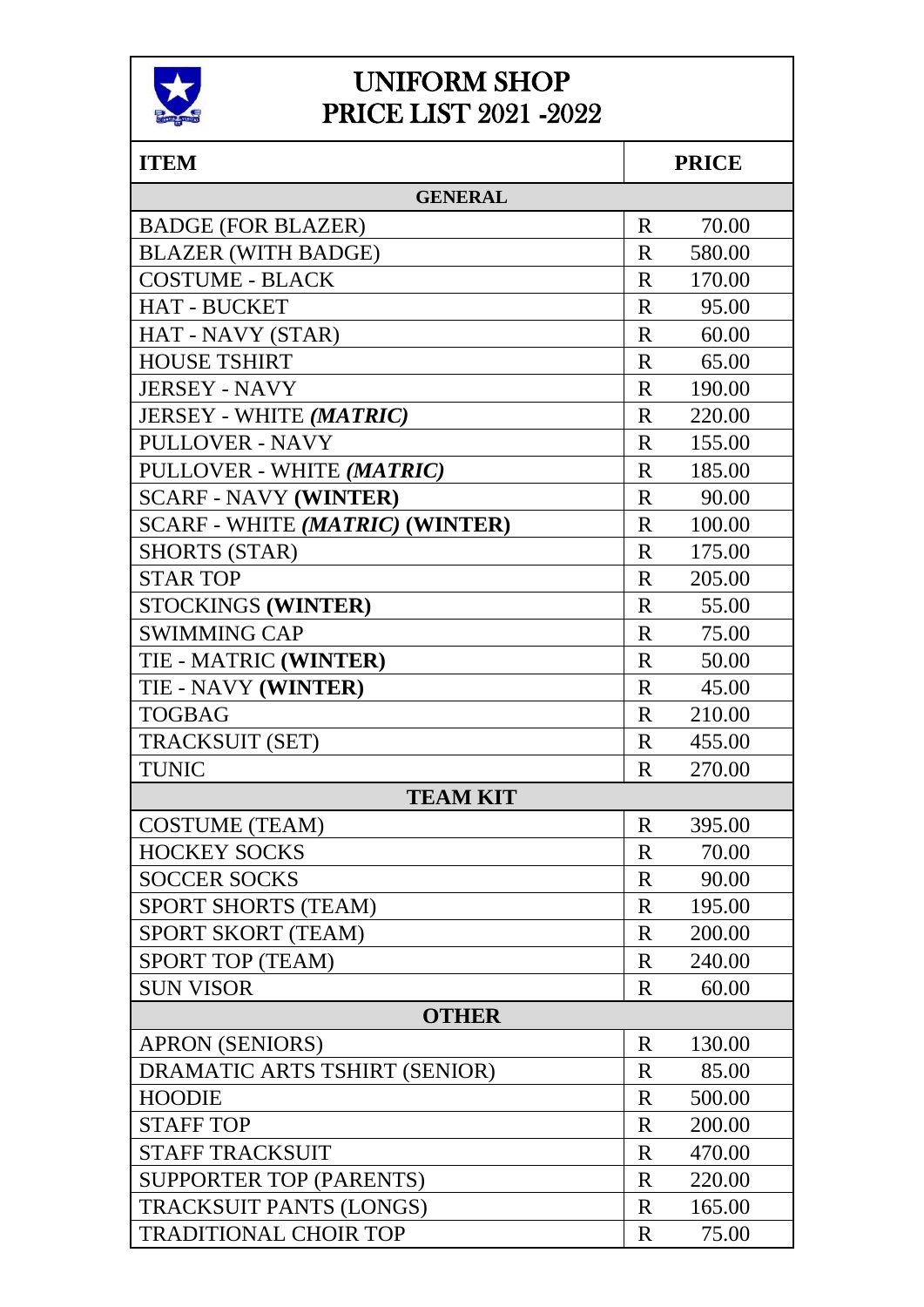# UNIFORM SHOP
# PRICE LIST 2021 -2022

| ITEM | PRICE |
|---|---|
| **GENERAL** | |
| BADGE (FOR BLAZER) | R 70.00 |
| BLAZER (WITH BADGE) | R 580.00 |
| COSTUME - BLACK | R 170.00 |
| HAT - BUCKET | R 95.00 |
| HAT - NAVY (STAR) | R 60.00 |
| HOUSE TSHIRT | R 65.00 |
| JERSEY - NAVY | R 190.00 |
| JERSEY - WHITE ***(MATRIC)*** | R 220.00 |
| PULLOVER - NAVY | R 155.00 |
| PULLOVER - WHITE ***(MATRIC)*** | R 185.00 |
| SCARF - NAVY **(WINTER)** | R 90.00 |
| SCARF - WHITE ***(MATRIC)*** **(WINTER)** | R 100.00 |
| SHORTS (STAR) | R 175.00 |
| STAR TOP | R 205.00 |
| STOCKINGS **(WINTER)** | R 55.00 |
| SWIMMING CAP | R 75.00 |
| TIE - MATRIC **(WINTER)** | R 50.00 |
| TIE - NAVY **(WINTER)** | R 45.00 |
| TOGBAG | R 210.00 |
| TRACKSUIT (SET) | R 455.00 |
| TUNIC | R 270.00 |
| **TEAM KIT** | |
| COSTUME (TEAM) | R 395.00 |
| HOCKEY SOCKS | R 70.00 |
| SOCCER SOCKS | R 90.00 |
| SPORT SHORTS (TEAM) | R 195.00 |
| SPORT SKORT (TEAM) | R 200.00 |
| SPORT TOP (TEAM) | R 240.00 |
| SUN VISOR | R 60.00 |
| **OTHER** | |
| APRON (SENIORS) | R 130.00 |
| DRAMATIC ARTS TSHIRT (SENIOR) | R 85.00 |
| HOODIE | R 500.00 |
| STAFF TOP | R 200.00 |
| STAFF TRACKSUIT | R 470.00 |
| SUPPORTER TOP (PARENTS) | R 220.00 |
| TRACKSUIT PANTS (LONGS) | R 165.00 |
| TRADITIONAL CHOIR TOP | R 75.00 |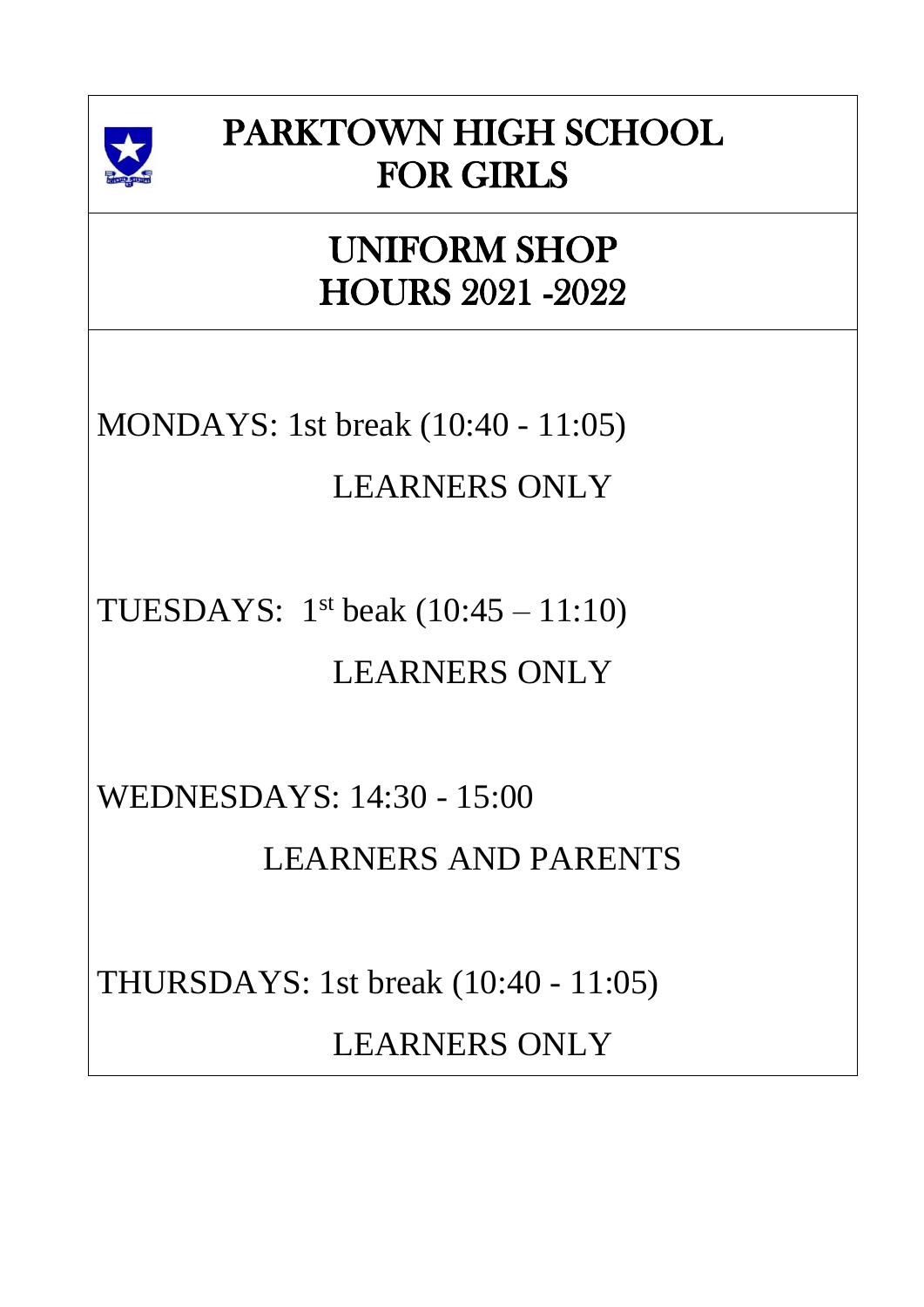# PARKTOWN HIGH SCHOOL FOR GIRLS

## UNIFORM SHOP HOURS 2021 -2022

MONDAYS: 1st break (10:40 - 11:05)

LEARNERS ONLY

TUESDAYS: 1st beak (10:45 – 11:10)

LEARNERS ONLY

WEDNESDAYS: 14:30 - 15:00

LEARNERS AND PARENTS

THURSDAYS: 1st break (10:40 - 11:05)

LEARNERS ONLY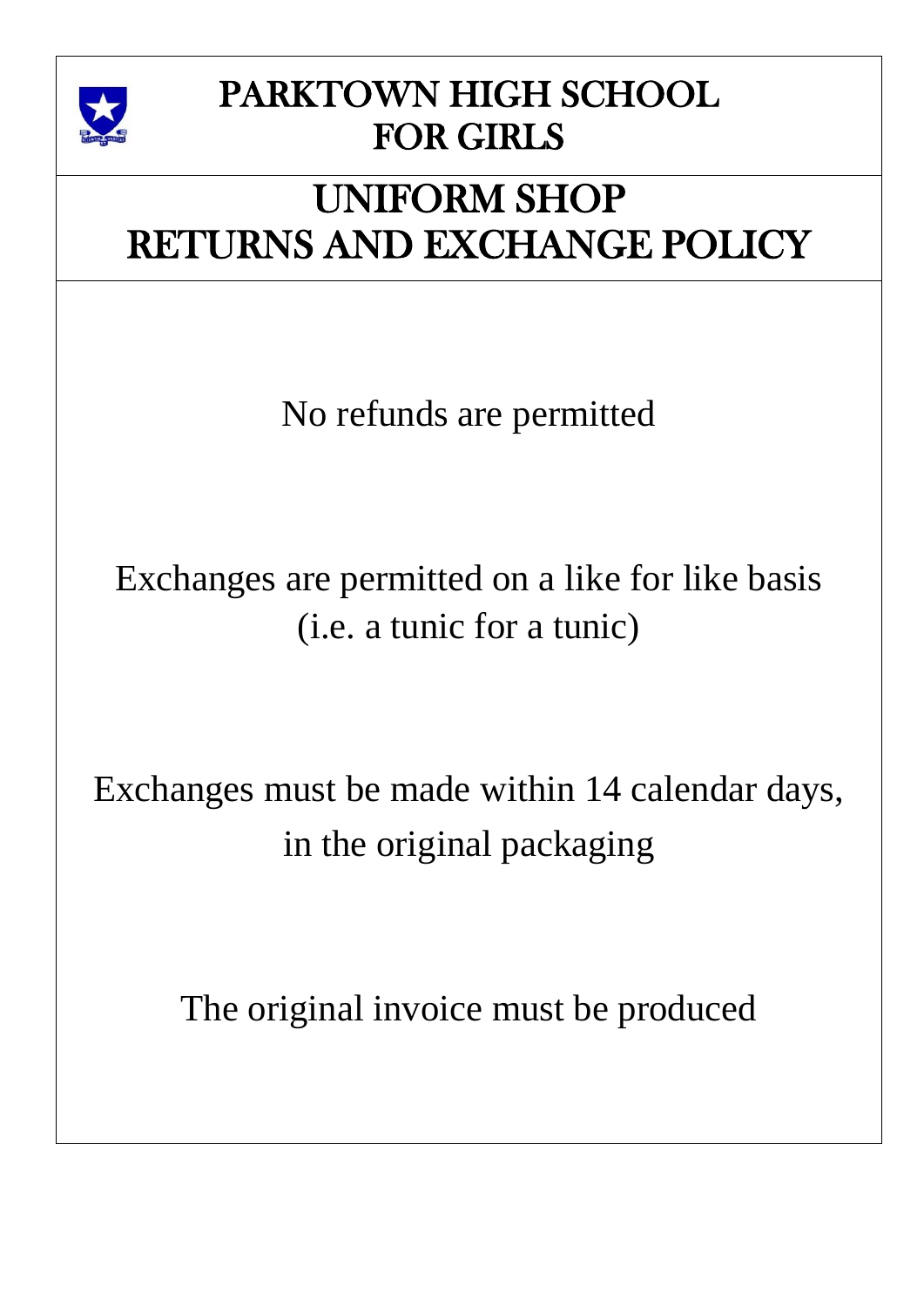# PARKTOWN HIGH SCHOOL FOR GIRLS

## UNIFORM SHOP RETURNS AND EXCHANGE POLICY

No refunds are permitted

Exchanges are permitted on a like for like basis (i.e. a tunic for a tunic)

Exchanges must be made within 14 calendar days, in the original packaging

The original invoice must be produced